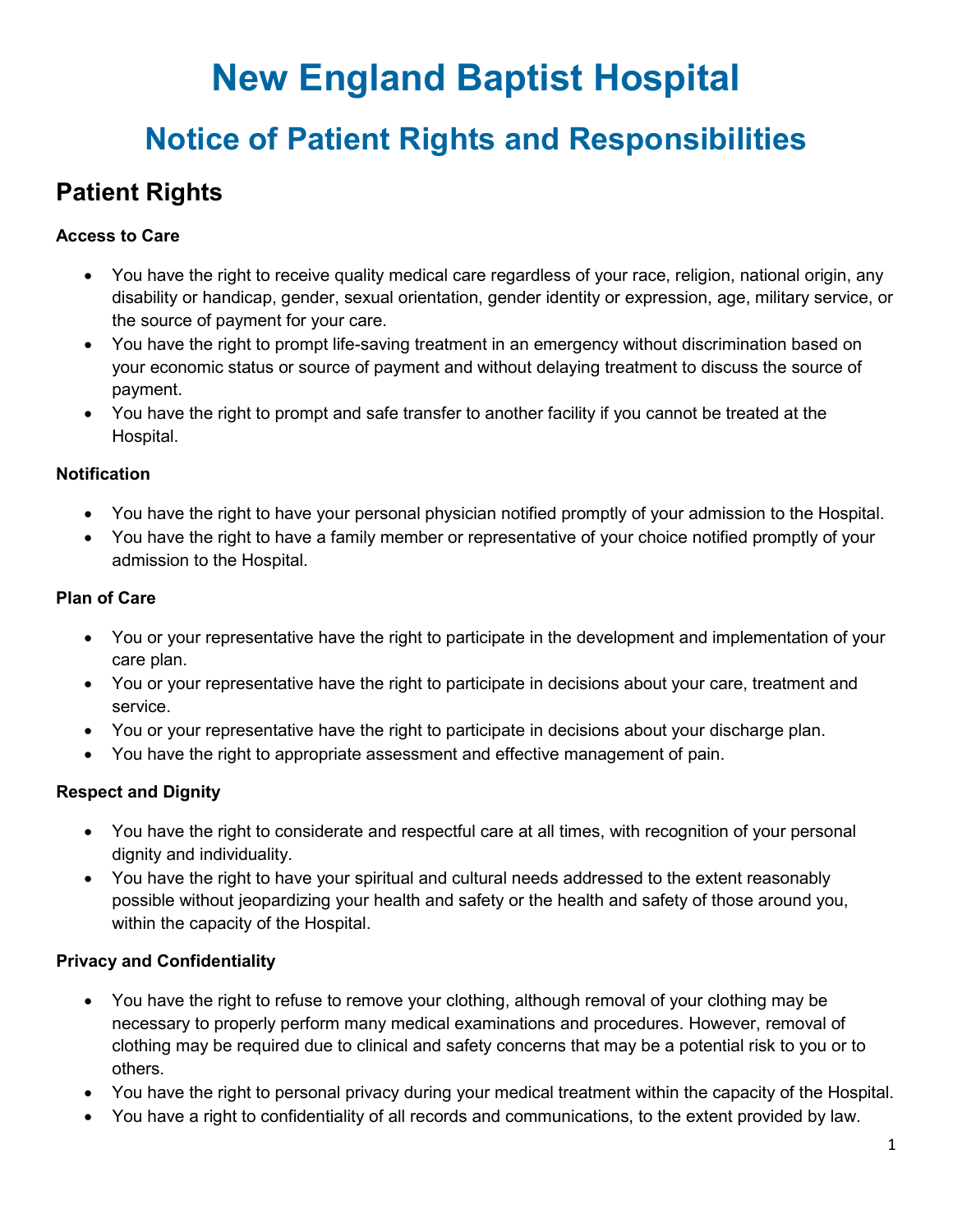# New England Baptist Hospital

## Notice of Patient Rights and Responsibilities

## Patient Rights

**Access to Care**

- You have the right to receive quality medical care regardless of your race, religion, national origin, any disability or handicap, gender, sexual orientation, gender identity or expression, age, military service, or the source of payment for your care.
- You have the right to prompt life-saving treatment in an emergency without discrimination based on your economic status or source of payment and without delaying treatment to discuss the source of payment.
- You have the right to prompt and safe transfer to another facility if you cannot be treated at the Hospital.

**Notification**

- You have the right to have your personal physician notified promptly of your admission to the Hospital.
- You have the right to have a family member or representative of your choice notified promptly of your admission to the Hospital.

**Plan of Care**

- You or your representative have the right to participate in the development and implementation of your care plan.
- You or your representative have the right to participate in decisions about your care, treatment and service.
- You or your representative have the right to participate in decisions about your discharge plan.
- You have the right to appropriate assessment and effective management of pain.

**Respect and Dignity**

- You have the right to considerate and respectful care at all times, with recognition of your personal dignity and individuality.
- You have the right to have your spiritual and cultural needs addressed to the extent reasonably possible without jeopardizing your health and safety or the health and safety of those around you, within the capacity of the Hospital.

**Privacy and Confidentiality**

- You have the right to refuse to remove your clothing, although removal of your clothing may be necessary to properly perform many medical examinations and procedures. However, removal of clothing may be required due to clinical and safety concerns that may be a potential risk to you or to others.
- You have the right to personal privacy during your medical treatment within the capacity of the Hospital.
- You have a right to confidentiality of all records and communications, to the extent provided by law.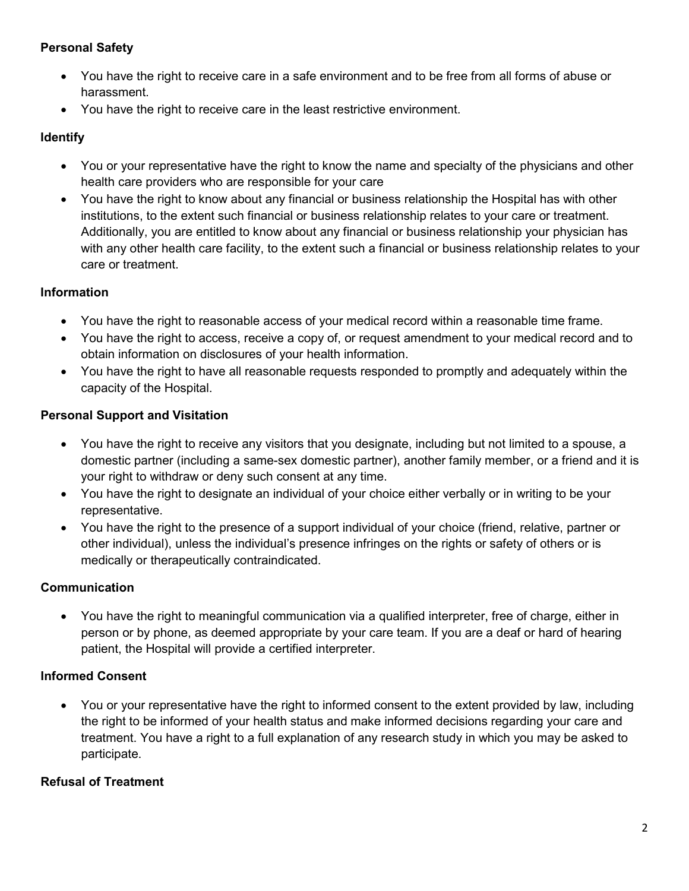**Personal Safety**

- You have the right to receive care in a safe environment and to be free from all forms of abuse or harassment.
- You have the right to receive care in the least restrictive environment.

**Identify**

- You or your representative have the right to know the name and specialty of the physicians and other health care providers who are responsible for your care
- You have the right to know about any financial or business relationship the Hospital has with other institutions, to the extent such financial or business relationship relates to your care or treatment. Additionally, you are entitled to know about any financial or business relationship your physician has with any other health care facility, to the extent such a financial or business relationship relates to your care or treatment.

**Information**

- You have the right to reasonable access of your medical record within a reasonable time frame.
- You have the right to access, receive a copy of, or request amendment to your medical record and to obtain information on disclosures of your health information.
- You have the right to have all reasonable requests responded to promptly and adequately within the capacity of the Hospital.

**Personal Support and Visitation**

- You have the right to receive any visitors that you designate, including but not limited to a spouse, a domestic partner (including a same-sex domestic partner), another family member, or a friend and it is your right to withdraw or deny such consent at any time.
- You have the right to designate an individual of your choice either verbally or in writing to be your representative.
- You have the right to the presence of a support individual of your choice (friend, relative, partner or other individual), unless the individual's presence infringes on the rights or safety of others or is medically or therapeutically contraindicated.

**Communication**

- You have the right to meaningful communication via a qualified interpreter, free of charge, either in person or by phone, as deemed appropriate by your care team. If you are a deaf or hard of hearing patient, the Hospital will provide a certified interpreter.

**Informed Consent**

- You or your representative have the right to informed consent to the extent provided by law, including the right to be informed of your health status and make informed decisions regarding your care and treatment. You have a right to a full explanation of any research study in which you may be asked to participate.

**Refusal of Treatment**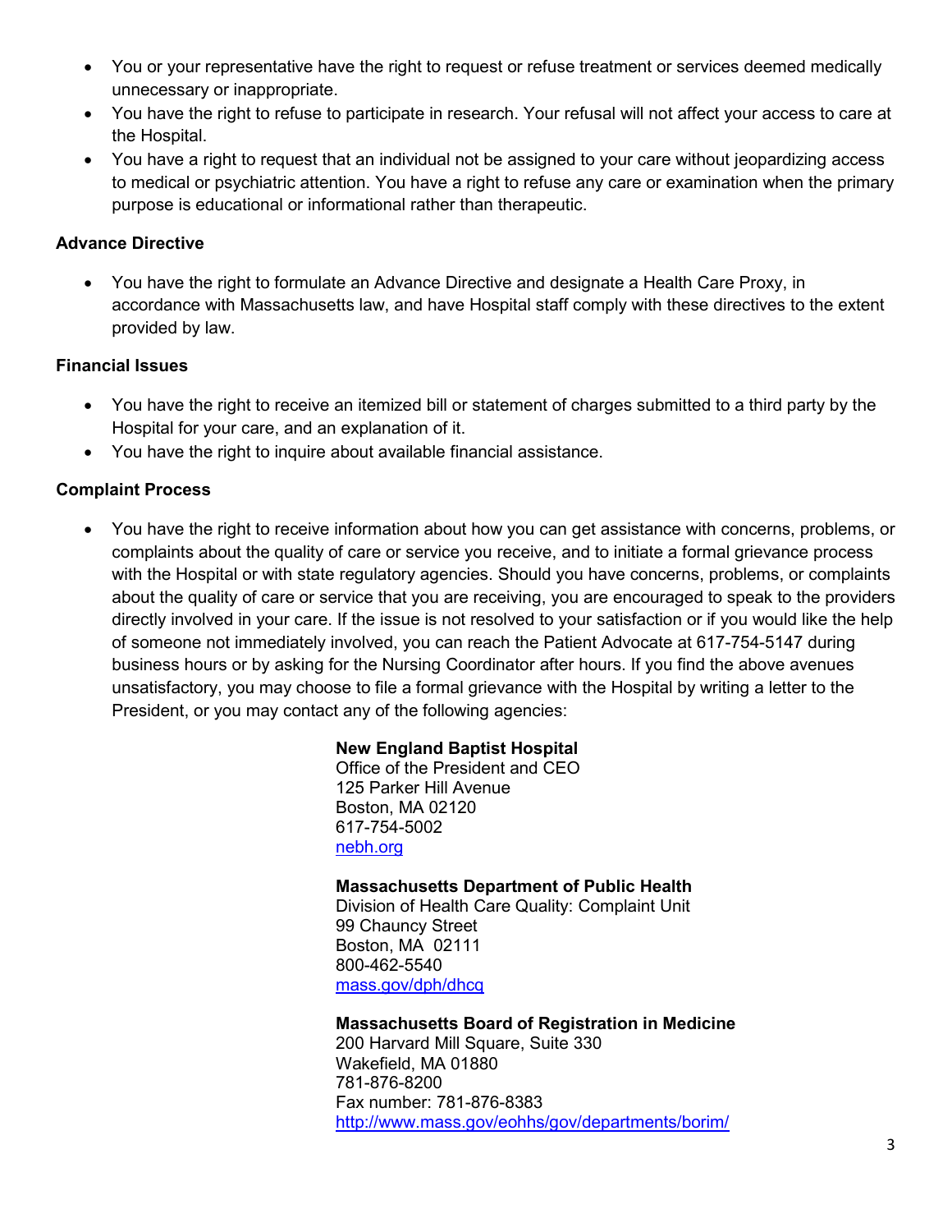- You or your representative have the right to request or refuse treatment or services deemed medically unnecessary or inappropriate.
- You have the right to refuse to participate in research. Your refusal will not affect your access to care at the Hospital.
- You have a right to request that an individual not be assigned to your care without jeopardizing access to medical or psychiatric attention. You have a right to refuse any care or examination when the primary purpose is educational or informational rather than therapeutic.

**Advance Directive**

- You have the right to formulate an Advance Directive and designate a Health Care Proxy, in accordance with Massachusetts law, and have Hospital staff comply with these directives to the extent provided by law.

**Financial Issues**

- You have the right to receive an itemized bill or statement of charges submitted to a third party by the Hospital for your care, and an explanation of it.
- You have the right to inquire about available financial assistance.

**Complaint Process**

- You have the right to receive information about how you can get assistance with concerns, problems, or complaints about the quality of care or service you receive, and to initiate a formal grievance process with the Hospital or with state regulatory agencies. Should you have concerns, problems, or complaints about the quality of care or service that you are receiving, you are encouraged to speak to the providers directly involved in your care. If the issue is not resolved to your satisfaction or if you would like the help of someone not immediately involved, you can reach the Patient Advocate at 617-754-5147 during business hours or by asking for the Nursing Coordinator after hours. If you find the above avenues unsatisfactory, you may choose to file a formal grievance with the Hospital by writing a letter to the President, or you may contact any of the following agencies:

**New England Baptist Hospital**
Office of the President and CEO
125 Parker Hill Avenue
Boston, MA 02120
617-754-5002
nebh.org

**Massachusetts Department of Public Health**
Division of Health Care Quality: Complaint Unit
99 Chauncy Street
Boston, MA 02111
800-462-5540
mass.gov/dph/dhcq

**Massachusetts Board of Registration in Medicine**
200 Harvard Mill Square, Suite 330
Wakefield, MA 01880
781-876-8200
Fax number: 781-876-8383
http://www.mass.gov/eohhs/gov/departments/borim/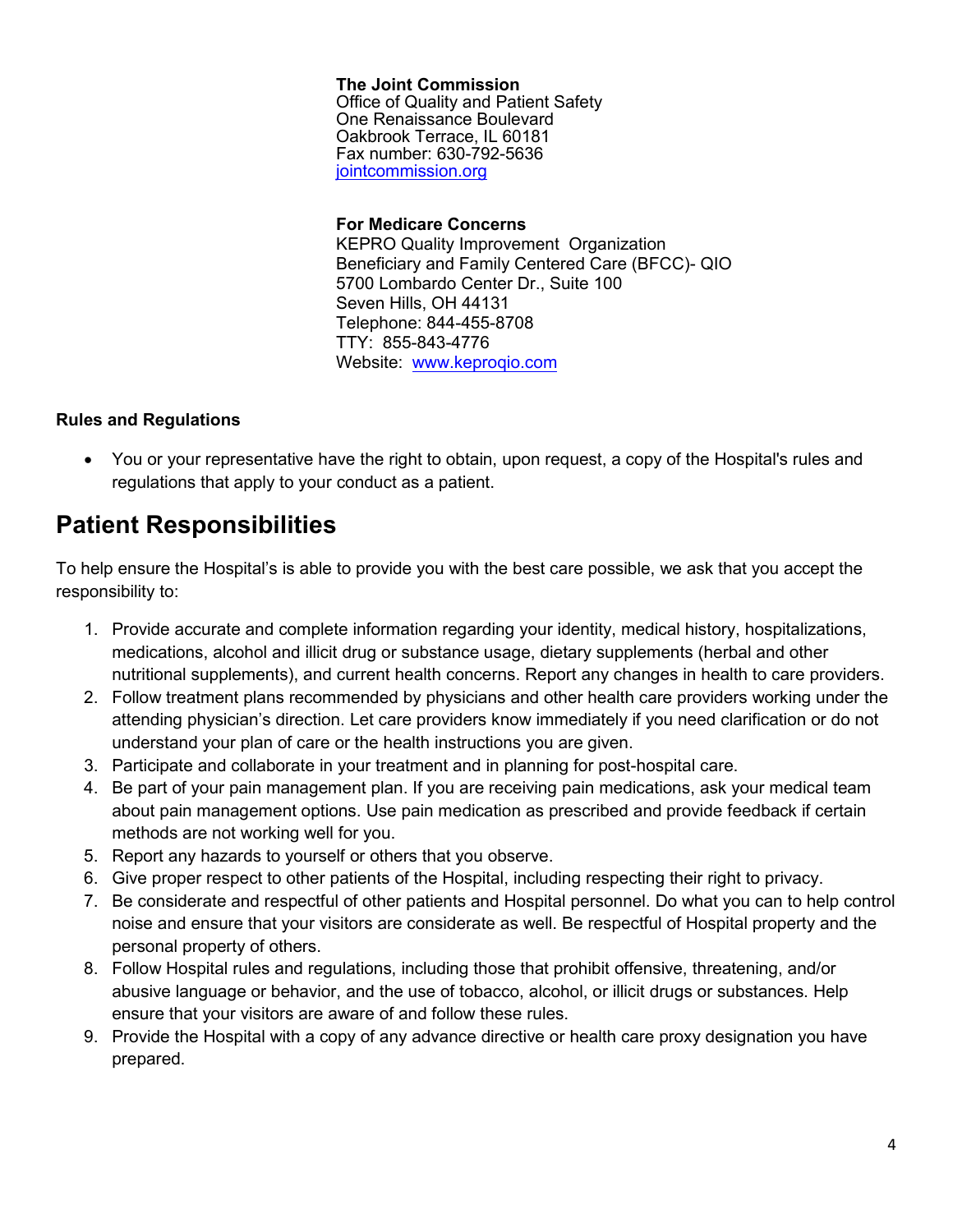**The Joint Commission**
Office of Quality and Patient Safety
One Renaissance Boulevard
Oakbrook Terrace, IL 60181
Fax number: 630-792-5636
[jointcommission.org](jointcommission.org)

**For Medicare Concerns**
KEPRO Quality Improvement Organization
Beneficiary and Family Centered Care (BFCC)- QIO
5700 Lombardo Center Dr., Suite 100
Seven Hills, OH 44131
Telephone: 844-455-8708
TTY: 855-843-4776
Website: [www.keproqio.com](www.keproqio.com)

**Rules and Regulations**

- You or your representative have the right to obtain, upon request, a copy of the Hospital's rules and regulations that apply to your conduct as a patient.

## Patient Responsibilities

To help ensure the Hospital's is able to provide you with the best care possible, we ask that you accept the responsibility to:

1. Provide accurate and complete information regarding your identity, medical history, hospitalizations, medications, alcohol and illicit drug or substance usage, dietary supplements (herbal and other nutritional supplements), and current health concerns. Report any changes in health to care providers.
2. Follow treatment plans recommended by physicians and other health care providers working under the attending physician's direction. Let care providers know immediately if you need clarification or do not understand your plan of care or the health instructions you are given.
3. Participate and collaborate in your treatment and in planning for post-hospital care.
4. Be part of your pain management plan. If you are receiving pain medications, ask your medical team about pain management options. Use pain medication as prescribed and provide feedback if certain methods are not working well for you.
5. Report any hazards to yourself or others that you observe.
6. Give proper respect to other patients of the Hospital, including respecting their right to privacy.
7. Be considerate and respectful of other patients and Hospital personnel. Do what you can to help control noise and ensure that your visitors are considerate as well. Be respectful of Hospital property and the personal property of others.
8. Follow Hospital rules and regulations, including those that prohibit offensive, threatening, and/or abusive language or behavior, and the use of tobacco, alcohol, or illicit drugs or substances. Help ensure that your visitors are aware of and follow these rules.
9. Provide the Hospital with a copy of any advance directive or health care proxy designation you have prepared.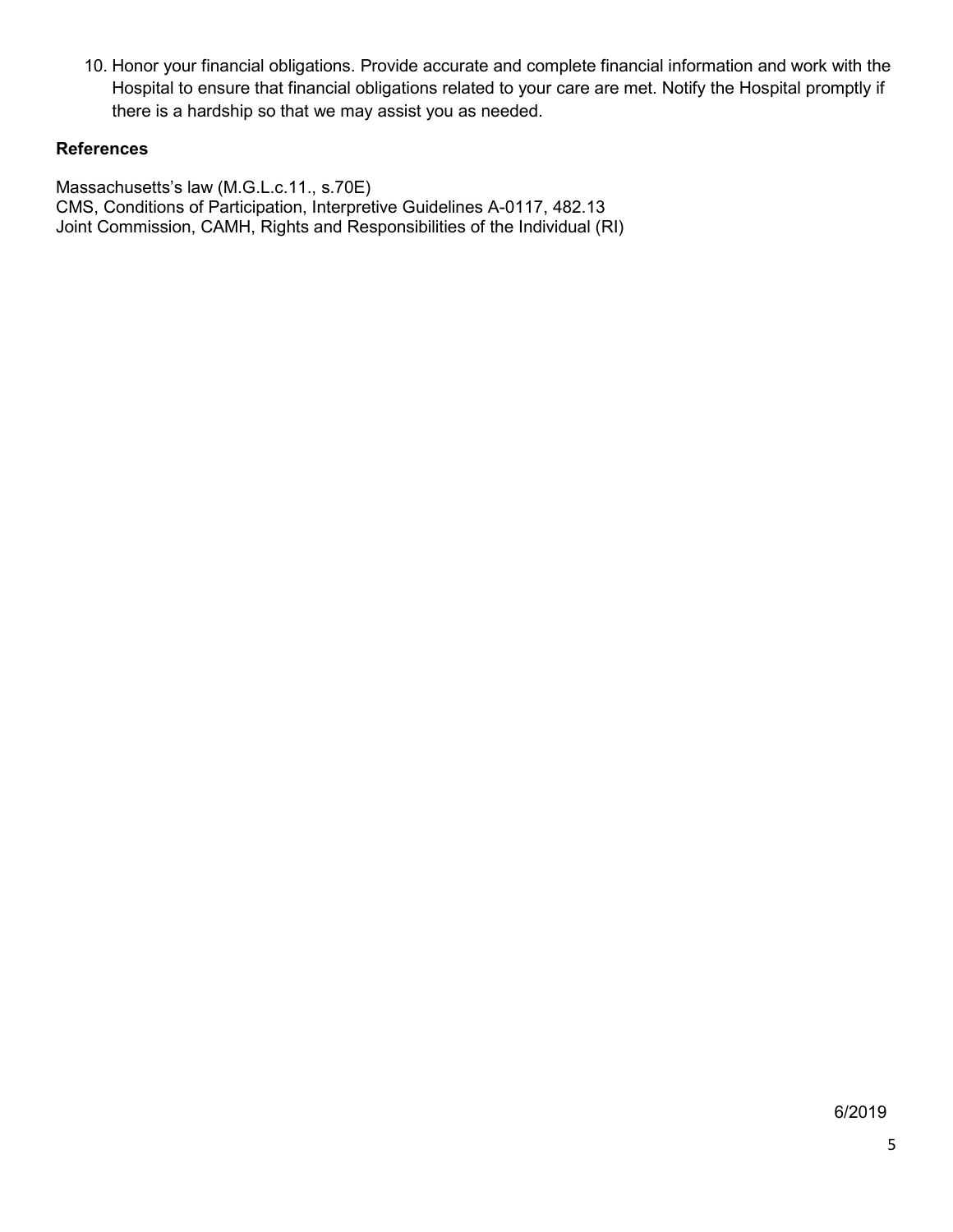10. Honor your financial obligations. Provide accurate and complete financial information and work with the Hospital to ensure that financial obligations related to your care are met. Notify the Hospital promptly if there is a hardship so that we may assist you as needed.

**References**

Massachusetts's law (M.G.L.c.11., s.70E)
CMS, Conditions of Participation, Interpretive Guidelines A-0117, 482.13
Joint Commission, CAMH, Rights and Responsibilities of the Individual (RI)

6/2019